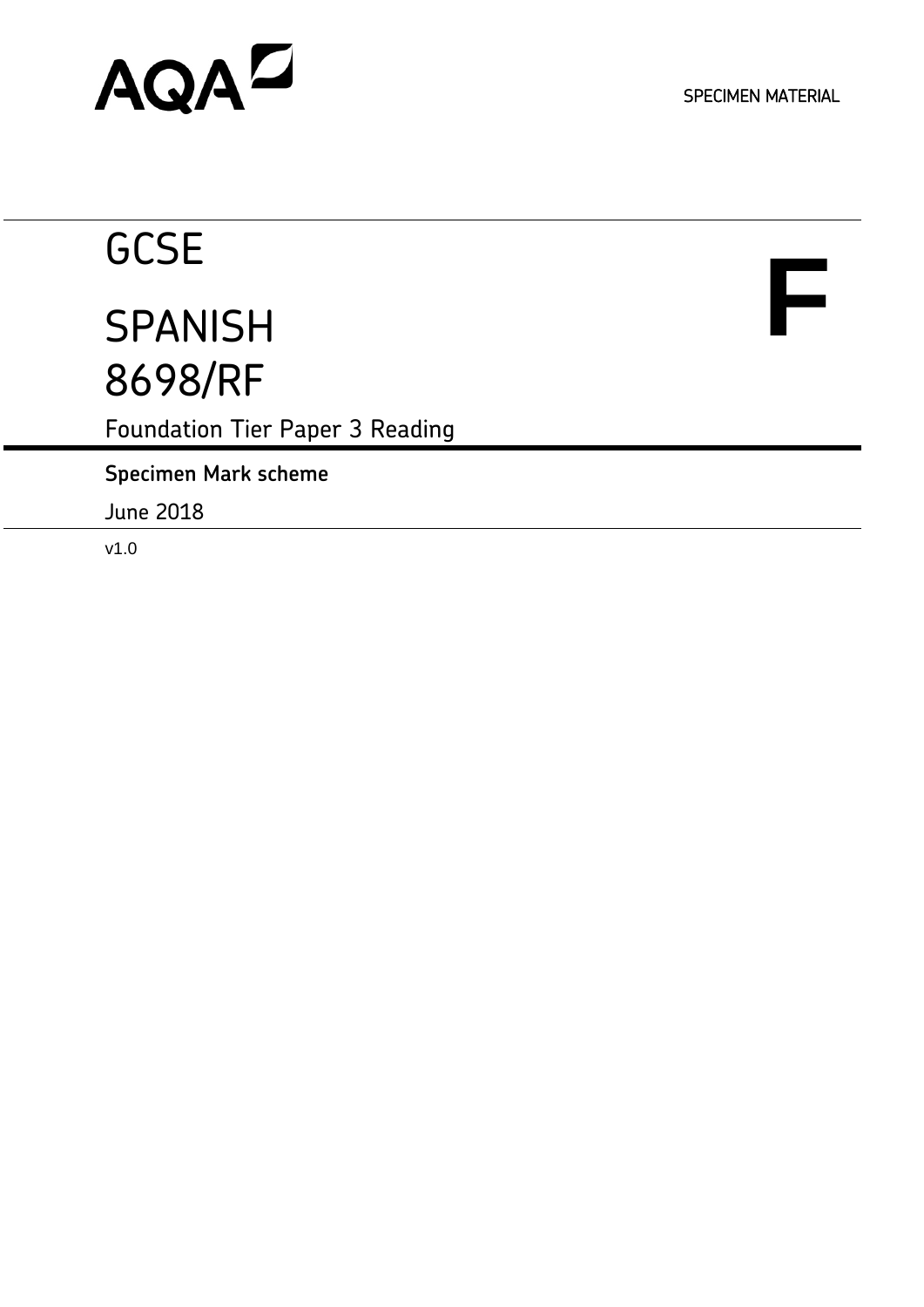AQA

SPECIMEN MATERIAL

# GCSE

# SPANISH
# 8698/RF

F

Foundation Tier Paper 3 Reading

**Specimen Mark scheme**

June 2018

v1.0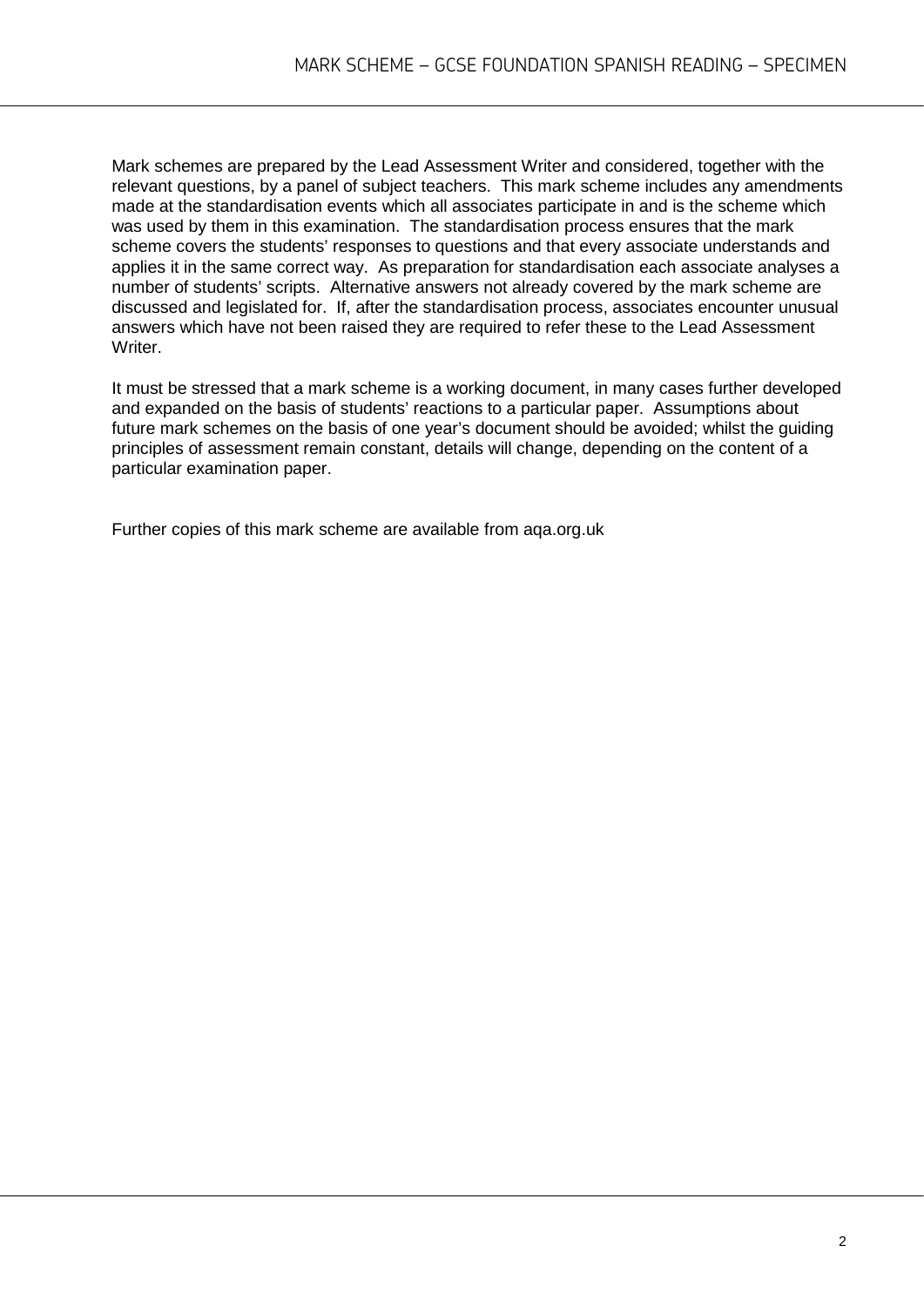Mark schemes are prepared by the Lead Assessment Writer and considered, together with the relevant questions, by a panel of subject teachers. This mark scheme includes any amendments made at the standardisation events which all associates participate in and is the scheme which was used by them in this examination. The standardisation process ensures that the mark scheme covers the students' responses to questions and that every associate understands and applies it in the same correct way. As preparation for standardisation each associate analyses a number of students' scripts. Alternative answers not already covered by the mark scheme are discussed and legislated for. If, after the standardisation process, associates encounter unusual answers which have not been raised they are required to refer these to the Lead Assessment Writer.

It must be stressed that a mark scheme is a working document, in many cases further developed and expanded on the basis of students' reactions to a particular paper. Assumptions about future mark schemes on the basis of one year's document should be avoided; whilst the guiding principles of assessment remain constant, details will change, depending on the content of a particular examination paper.

Further copies of this mark scheme are available from aqa.org.uk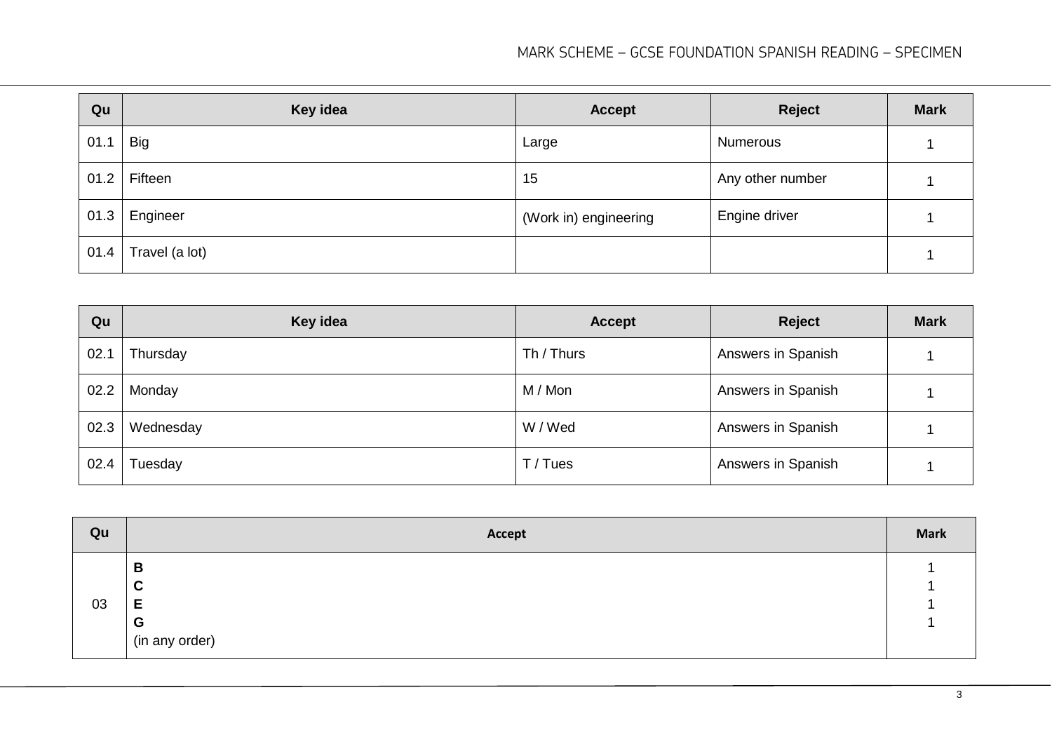| Qu | Key idea | Accept | Reject | Mark |
| --- | --- | --- | --- | --- |
| 01.1 | Big | Large | Numerous | 1 |
| 01.2 | Fifteen | 15 | Any other number | 1 |
| 01.3 | Engineer | (Work in) engineering | Engine driver | 1 |
| 01.4 | Travel (a lot) | | | 1 |

| Qu | Key idea | Accept | Reject | Mark |
| --- | --- | --- | --- | --- |
| 02.1 | Thursday | Th / Thurs | Answers in Spanish | 1 |
| 02.2 | Monday | M / Mon | Answers in Spanish | 1 |
| 02.3 | Wednesday | W / Wed | Answers in Spanish | 1 |
| 02.4 | Tuesday | T / Tues | Answers in Spanish | 1 |

| Qu | Accept | Mark |
| --- | --- | --- |
| 03 | **B**<br>**C**<br>**E**<br>**G**<br>(in any order) | 1<br>1<br>1<br>1 |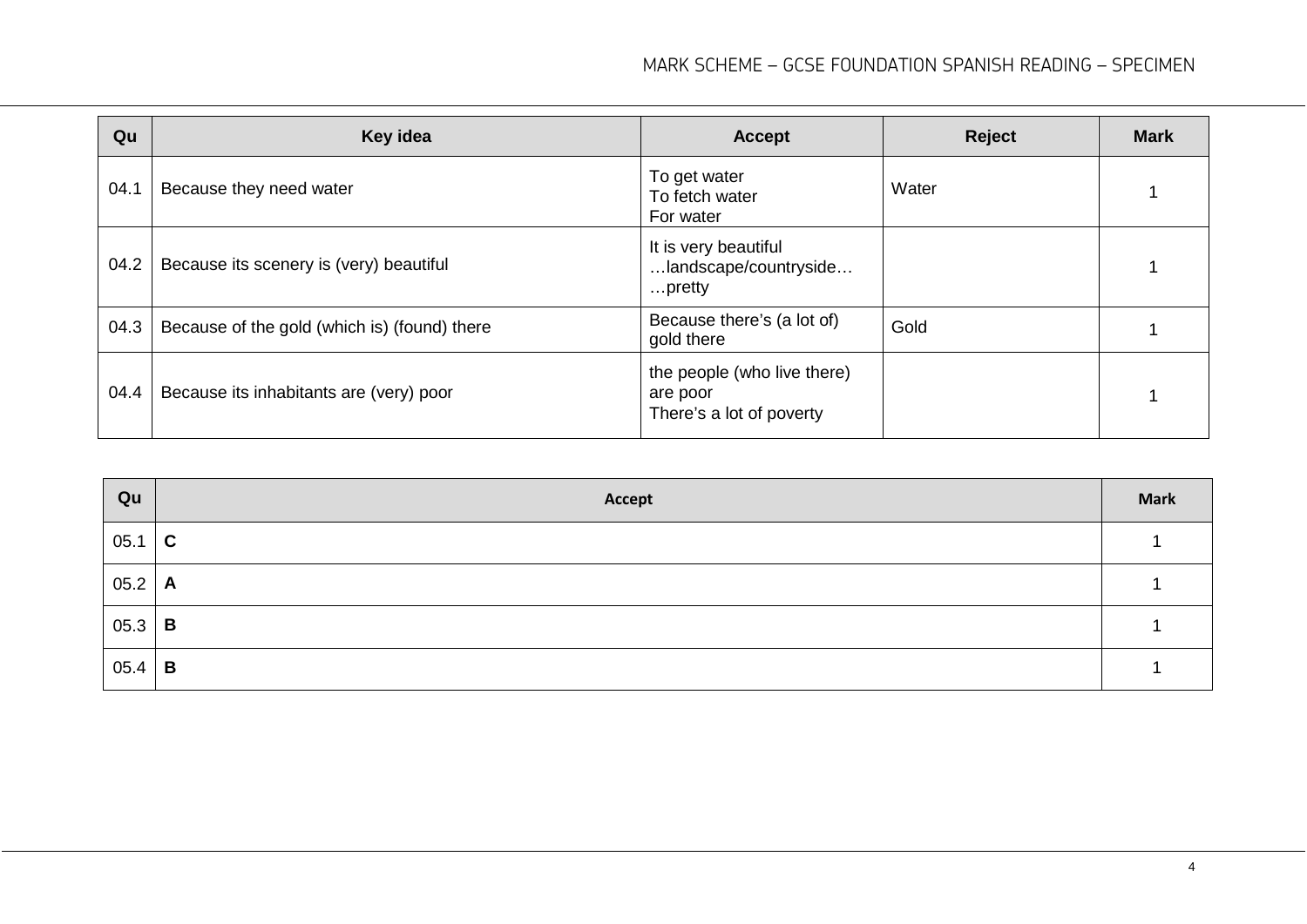| Qu | Key idea | Accept | Reject | Mark |
|---|---|---|---|---|
| 04.1 | Because they need water | To get water<br>To fetch water<br>For water | Water | 1 |
| 04.2 | Because its scenery is (very) beautiful | It is very beautiful<br>…landscape/countryside…<br>…pretty | | 1 |
| 04.3 | Because of the gold (which is) (found) there | Because there's (a lot of) gold there | Gold | 1 |
| 04.4 | Because its inhabitants are (very) poor | the people (who live there) are poor<br>There's a lot of poverty | | 1 |

| Qu | Accept | Mark |
|---|---|---|
| 05.1 | **C** | 1 |
| 05.2 | **A** | 1 |
| 05.3 | **B** | 1 |
| 05.4 | **B** | 1 |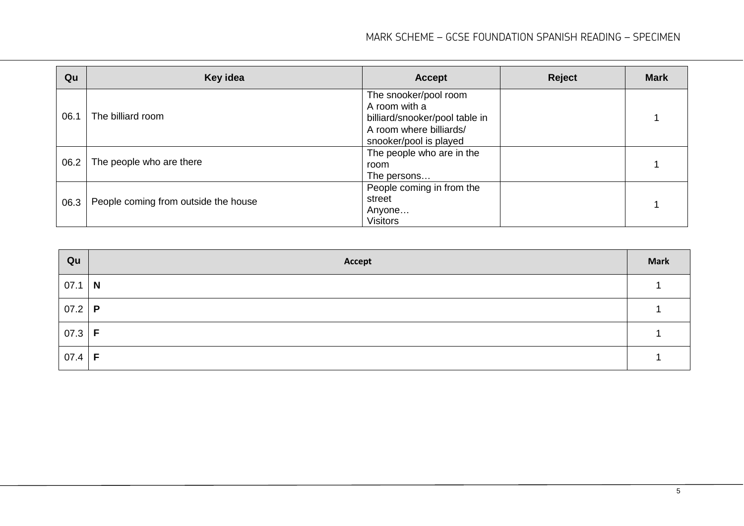| Qu | Key idea | Accept | Reject | Mark |
|---|---|---|---|---|
| 06.1 | The billiard room | The snooker/pool room<br>A room with a billiard/snooker/pool table in<br>A room where billiards/ snooker/pool is played | | 1 |
| 06.2 | The people who are there | The people who are in the room<br>The persons… | | 1 |
| 06.3 | People coming from outside the house | People coming in from the street<br>Anyone…<br>Visitors | | 1 |

| Qu | Accept | Mark |
|---|---|---|
| 07.1 | **N** | 1 |
| 07.2 | **P** | 1 |
| 07.3 | **F** | 1 |
| 07.4 | **F** | 1 |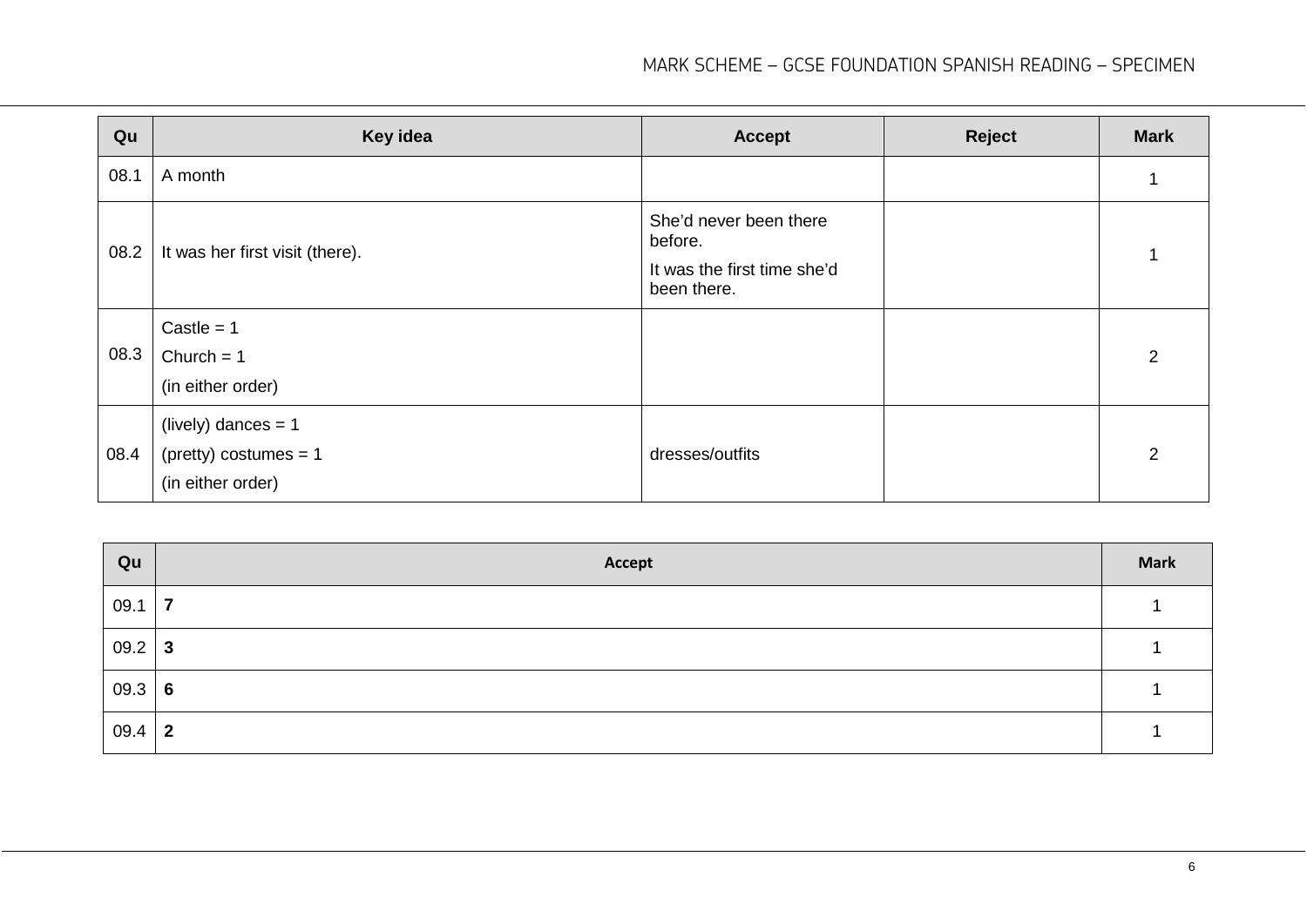| Qu | Key idea | Accept | Reject | Mark |
|---|---|---|---|---|
| 08.1 | A month | | | 1 |
| 08.2 | It was her first visit (there). | She'd never been there before.<br>It was the first time she'd been there. | | 1 |
| 08.3 | Castle = 1<br>Church = 1<br>(in either order) | | | 2 |
| 08.4 | (lively) dances = 1<br>(pretty) costumes = 1<br>(in either order) | dresses/outfits | | 2 |

| Qu | Accept | Mark |
|---|---|---|
| 09.1 | **7** | 1 |
| 09.2 | **3** | 1 |
| 09.3 | **6** | 1 |
| 09.4 | **2** | 1 |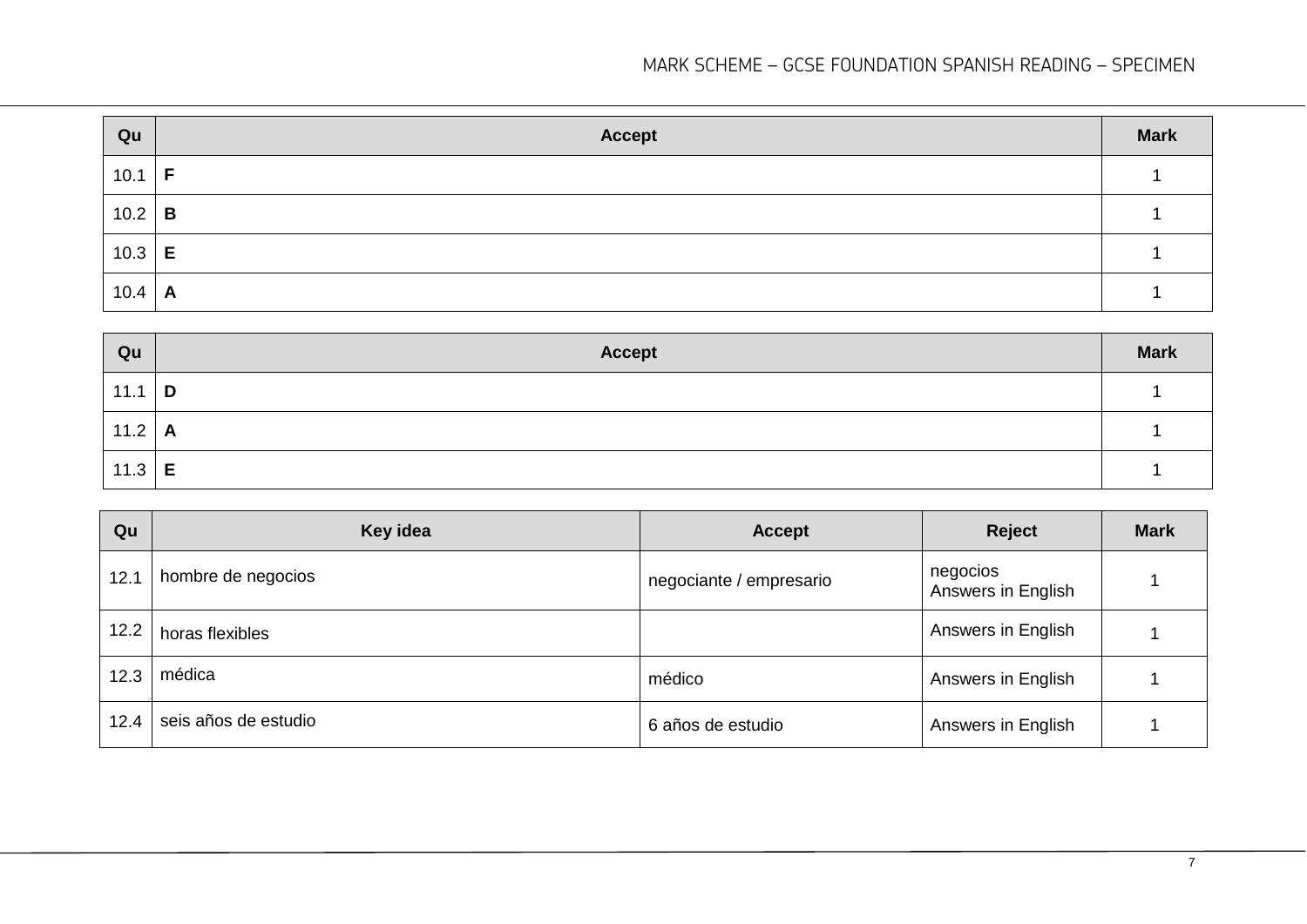| Qu | Accept | Mark |
| --- | --- | --- |
| 10.1 | **F** | 1 |
| 10.2 | **B** | 1 |
| 10.3 | **E** | 1 |
| 10.4 | **A** | 1 |

| Qu | Accept | Mark |
| --- | --- | --- |
| 11.1 | **D** | 1 |
| 11.2 | **A** | 1 |
| 11.3 | **E** | 1 |

| Qu | Key idea | Accept | Reject | Mark |
| --- | --- | --- | --- | --- |
| 12.1 | hombre de negocios | negociante / empresario | negocios<br>Answers in English | 1 |
| 12.2 | horas flexibles | | Answers in English | 1 |
| 12.3 | médica | médico | Answers in English | 1 |
| 12.4 | seis años de estudio | 6 años de estudio | Answers in English | 1 |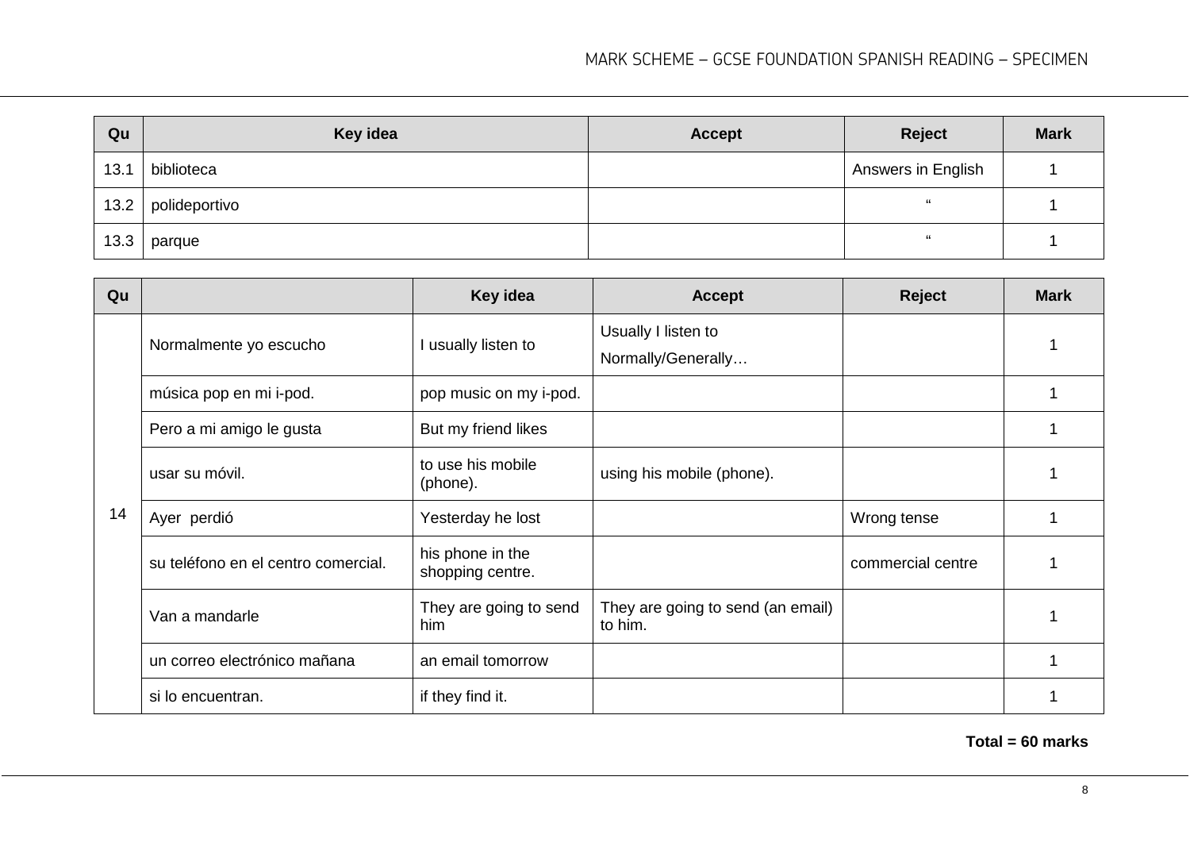| Qu | Key idea | Accept | Reject | Mark |
|---|---|---|---|---|
| 13.1 | biblioteca | | Answers in English | 1 |
| 13.2 | polideportivo | | " | 1 |
| 13.3 | parque | | " | 1 |

| Qu | | Key idea | Accept | Reject | Mark |
|---|---|---|---|---|---|
| 14 | Normalmente yo escucho | I usually listen to | Usually I listen to Normally/Generally… | | 1 |
| | música pop en mi i-pod. | pop music on my i-pod. | | | 1 |
| | Pero a mi amigo le gusta | But my friend likes | | | 1 |
| | usar su móvil. | to use his mobile (phone). | using his mobile (phone). | | 1 |
| | Ayer perdió | Yesterday he lost | | Wrong tense | 1 |
| | su teléfono en el centro comercial. | his phone in the shopping centre. | | commercial centre | 1 |
| | Van a mandarle | They are going to send him | They are going to send (an email) to him. | | 1 |
| | un correo electrónico mañana | an email tomorrow | | | 1 |
| | si lo encuentran. | if they find it. | | | 1 |

**Total = 60 marks**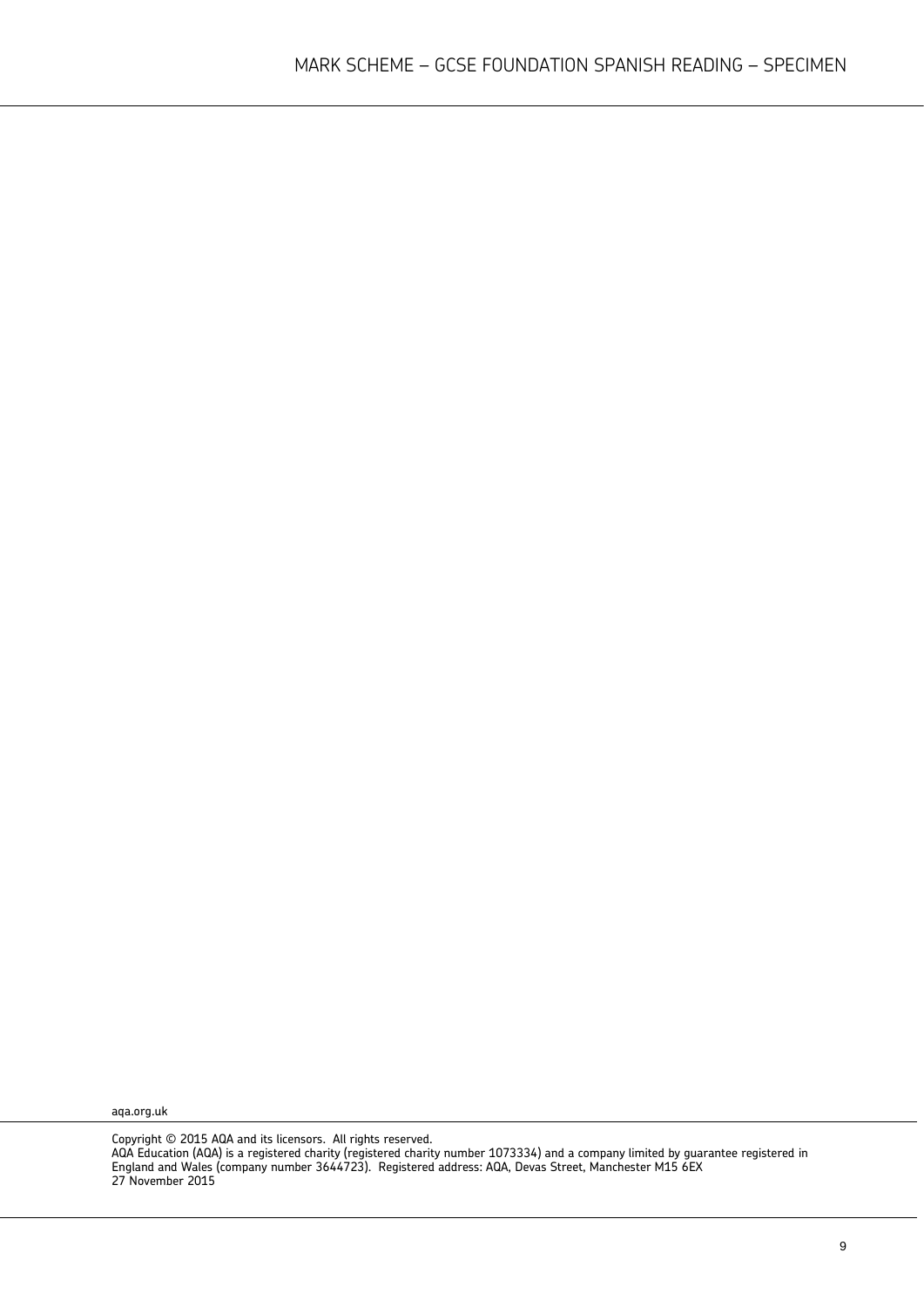aqa.org.uk

Copyright © 2015 AQA and its licensors. All rights reserved.
AQA Education (AQA) is a registered charity (registered charity number 1073334) and a company limited by guarantee registered in England and Wales (company number 3644723). Registered address: AQA, Devas Street, Manchester M15 6EX
27 November 2015